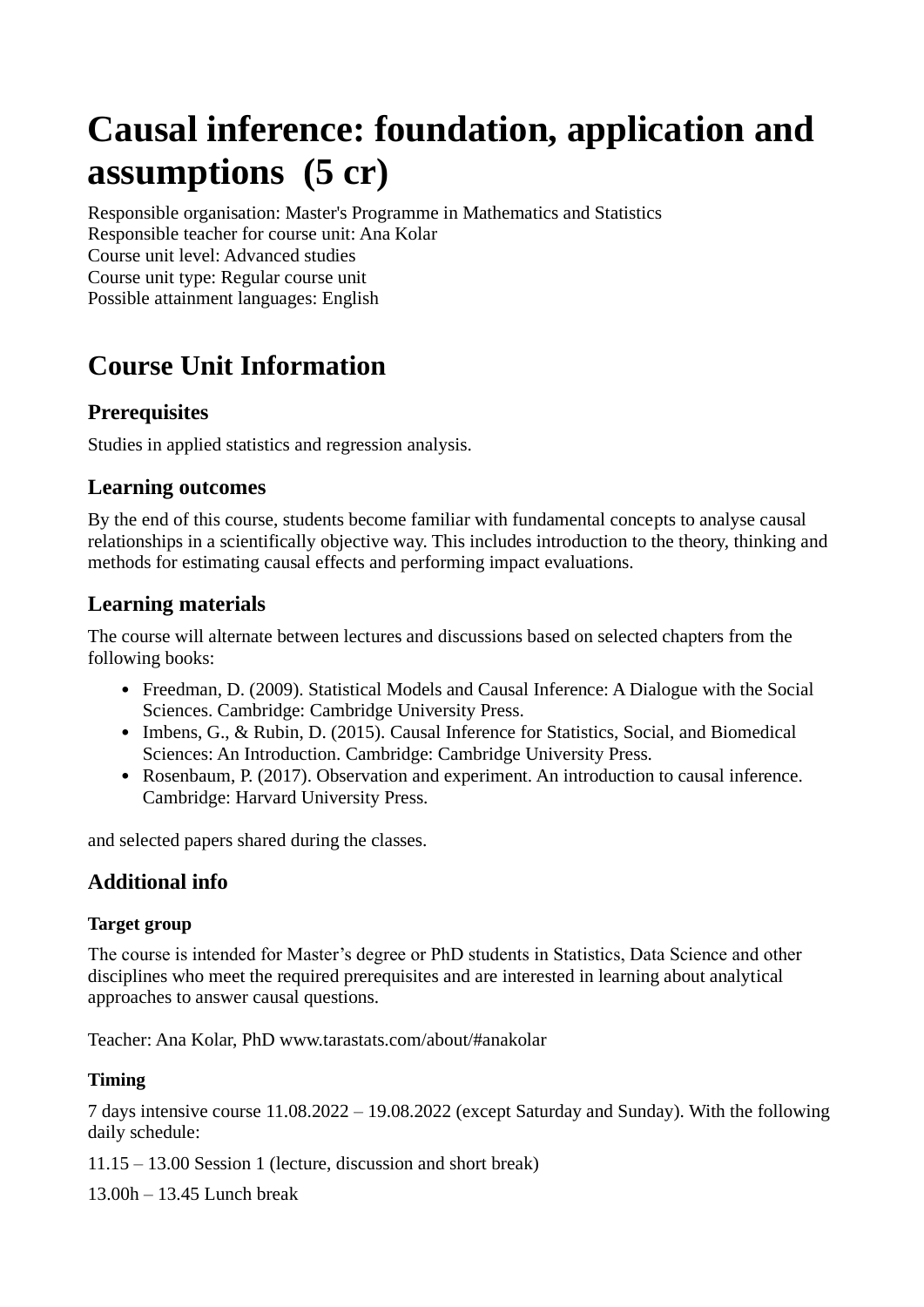# Causal inference: foundation, application and assumptions (5 cr)

Responsible organisation: Master's Programme in Mathematics and Statistics
Responsible teacher for course unit: Ana Kolar
Course unit level: Advanced studies
Course unit type: Regular course unit
Possible attainment languages: English

## Course Unit Information

### Prerequisites

Studies in applied statistics and regression analysis.

### Learning outcomes

By the end of this course, students become familiar with fundamental concepts to analyse causal relationships in a scientifically objective way. This includes introduction to the theory, thinking and methods for estimating causal effects and performing impact evaluations.

### Learning materials

The course will alternate between lectures and discussions based on selected chapters from the following books:

- Freedman, D. (2009). Statistical Models and Causal Inference: A Dialogue with the Social Sciences. Cambridge: Cambridge University Press.
- Imbens, G., & Rubin, D. (2015). Causal Inference for Statistics, Social, and Biomedical Sciences: An Introduction. Cambridge: Cambridge University Press.
- Rosenbaum, P. (2017). Observation and experiment. An introduction to causal inference. Cambridge: Harvard University Press.

and selected papers shared during the classes.

### Additional info

#### Target group

The course is intended for Master's degree or PhD students in Statistics, Data Science and other disciplines who meet the required prerequisites and are interested in learning about analytical approaches to answer causal questions.

Teacher: Ana Kolar, PhD www.tarastats.com/about/#anakolar

#### Timing

7 days intensive course 11.08.2022 – 19.08.2022 (except Saturday and Sunday). With the following daily schedule:

11.15 – 13.00 Session 1 (lecture, discussion and short break)

13.00h – 13.45 Lunch break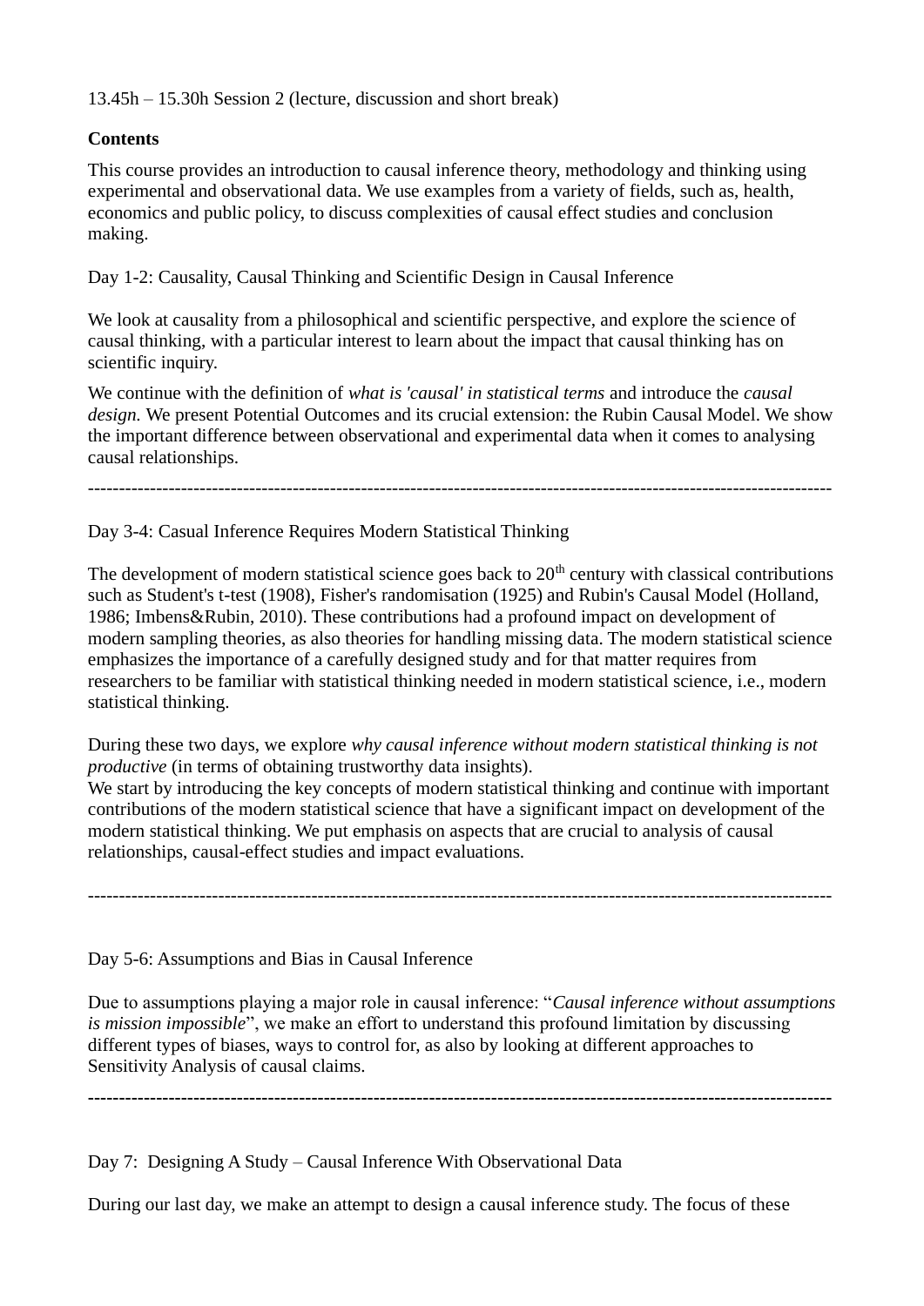13.45h – 15.30h Session 2 (lecture, discussion and short break)

**Contents**

This course provides an introduction to causal inference theory, methodology and thinking using experimental and observational data. We use examples from a variety of fields, such as, health, economics and public policy, to discuss complexities of causal effect studies and conclusion making.

Day 1-2: Causality, Causal Thinking and Scientific Design in Causal Inference

We look at causality from a philosophical and scientific perspective, and explore the science of causal thinking, with a particular interest to learn about the impact that causal thinking has on scientific inquiry.

We continue with the definition of *what is 'causal' in statistical terms* and introduce the *causal design.* We present Potential Outcomes and its crucial extension: the Rubin Causal Model. We show the important difference between observational and experimental data when it comes to analysing causal relationships.

---

Day 3-4: Casual Inference Requires Modern Statistical Thinking

The development of modern statistical science goes back to 20th century with classical contributions such as Student's t-test (1908), Fisher's randomisation (1925) and Rubin's Causal Model (Holland, 1986; Imbens&Rubin, 2010). These contributions had a profound impact on development of modern sampling theories, as also theories for handling missing data. The modern statistical science emphasizes the importance of a carefully designed study and for that matter requires from researchers to be familiar with statistical thinking needed in modern statistical science, i.e., modern statistical thinking.

During these two days, we explore *why causal inference without modern statistical thinking is not productive* (in terms of obtaining trustworthy data insights).
We start by introducing the key concepts of modern statistical thinking and continue with important contributions of the modern statistical science that have a significant impact on development of the modern statistical thinking. We put emphasis on aspects that are crucial to analysis of causal relationships, causal-effect studies and impact evaluations.

---

Day 5-6: Assumptions and Bias in Causal Inference

Due to assumptions playing a major role in causal inference: "*Causal inference without assumptions is mission impossible*", we make an effort to understand this profound limitation by discussing different types of biases, ways to control for, as also by looking at different approaches to Sensitivity Analysis of causal claims.

---

Day 7: Designing A Study – Causal Inference With Observational Data

During our last day, we make an attempt to design a causal inference study. The focus of these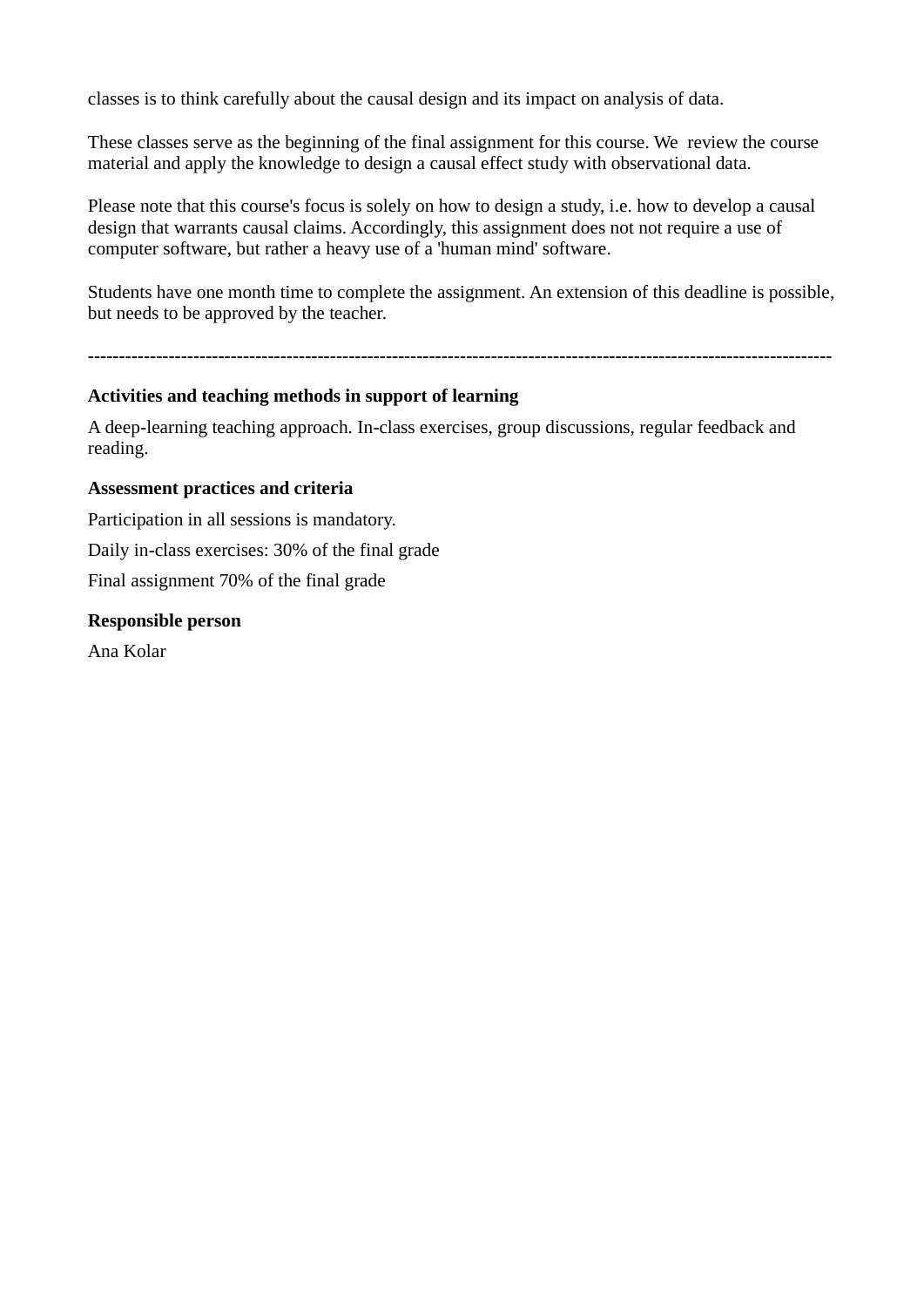classes is to think carefully about the causal design and its impact on analysis of data.

These classes serve as the beginning of the final assignment for this course. We  review the course material and apply the knowledge to design a causal effect study with observational data.

Please note that this course's focus is solely on how to design a study, i.e. how to develop a causal design that warrants causal claims. Accordingly, this assignment does not not require a use of computer software, but rather a heavy use of a 'human mind' software.

Students have one month time to complete the assignment. An extension of this deadline is possible, but needs to be approved by the teacher.

---

**Activities and teaching methods in support of learning**

A deep-learning teaching approach. In-class exercises, group discussions, regular feedback and reading.

**Assessment practices and criteria**

Participation in all sessions is mandatory.

Daily in-class exercises: 30% of the final grade

Final assignment 70% of the final grade

**Responsible person**

Ana Kolar